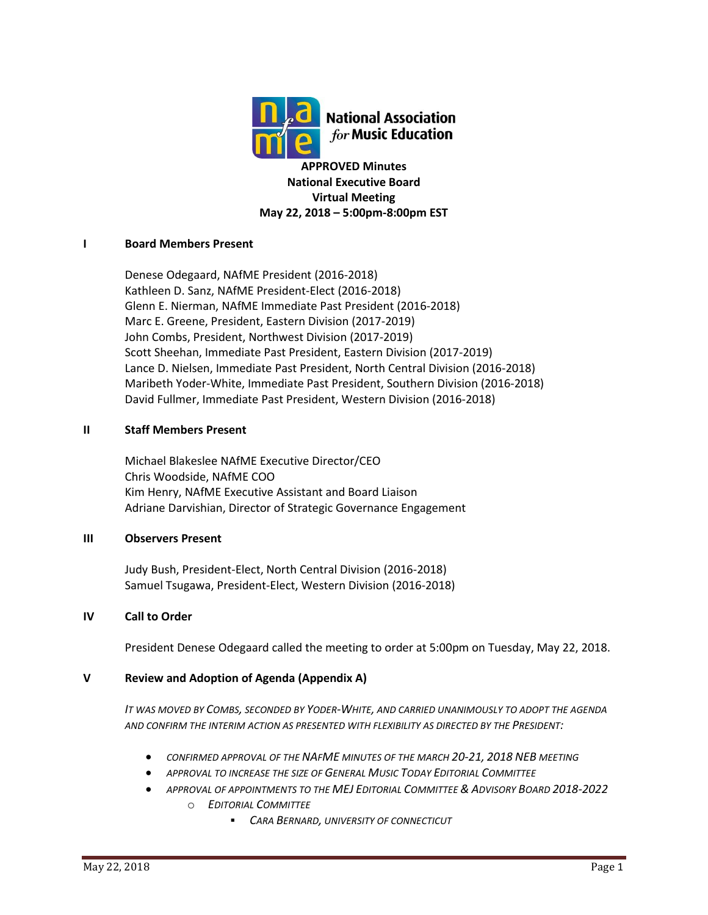# National Association for Music Education

**APPROVED Minutes**
**National Executive Board**
**Virtual Meeting**
**May 22, 2018 – 5:00pm-8:00pm EST**

## I Board Members Present

Denese Odegaard, NAfME President (2016-2018)
Kathleen D. Sanz, NAfME President-Elect (2016-2018)
Glenn E. Nierman, NAfME Immediate Past President (2016-2018)
Marc E. Greene, President, Eastern Division (2017-2019)
John Combs, President, Northwest Division (2017-2019)
Scott Sheehan, Immediate Past President, Eastern Division (2017-2019)
Lance D. Nielsen, Immediate Past President, North Central Division (2016-2018)
Maribeth Yoder-White, Immediate Past President, Southern Division (2016-2018)
David Fullmer, Immediate Past President, Western Division (2016-2018)

## II Staff Members Present

Michael Blakeslee NAfME Executive Director/CEO
Chris Woodside, NAfME COO
Kim Henry, NAfME Executive Assistant and Board Liaison
Adriane Darvishian, Director of Strategic Governance Engagement

## III Observers Present

Judy Bush, President-Elect, North Central Division (2016-2018)
Samuel Tsugawa, President-Elect, Western Division (2016-2018)

## IV Call to Order

President Denese Odegaard called the meeting to order at 5:00pm on Tuesday, May 22, 2018.

## V Review and Adoption of Agenda (Appendix A)

*It was moved by Combs, seconded by Yoder-White, and carried unanimously to adopt the agenda and confirm the interim action as presented with flexibility as directed by the President:*

- *Confirmed approval of the NAfME minutes of the March 20-21, 2018 NEB meeting*
- *Approval to increase the size of General Music Today Editorial Committee*
- *Approval of appointments to the MEJ Editorial Committee & Advisory Board 2018-2022*
  - *Editorial Committee*
    - *Cara Bernard, University of Connecticut*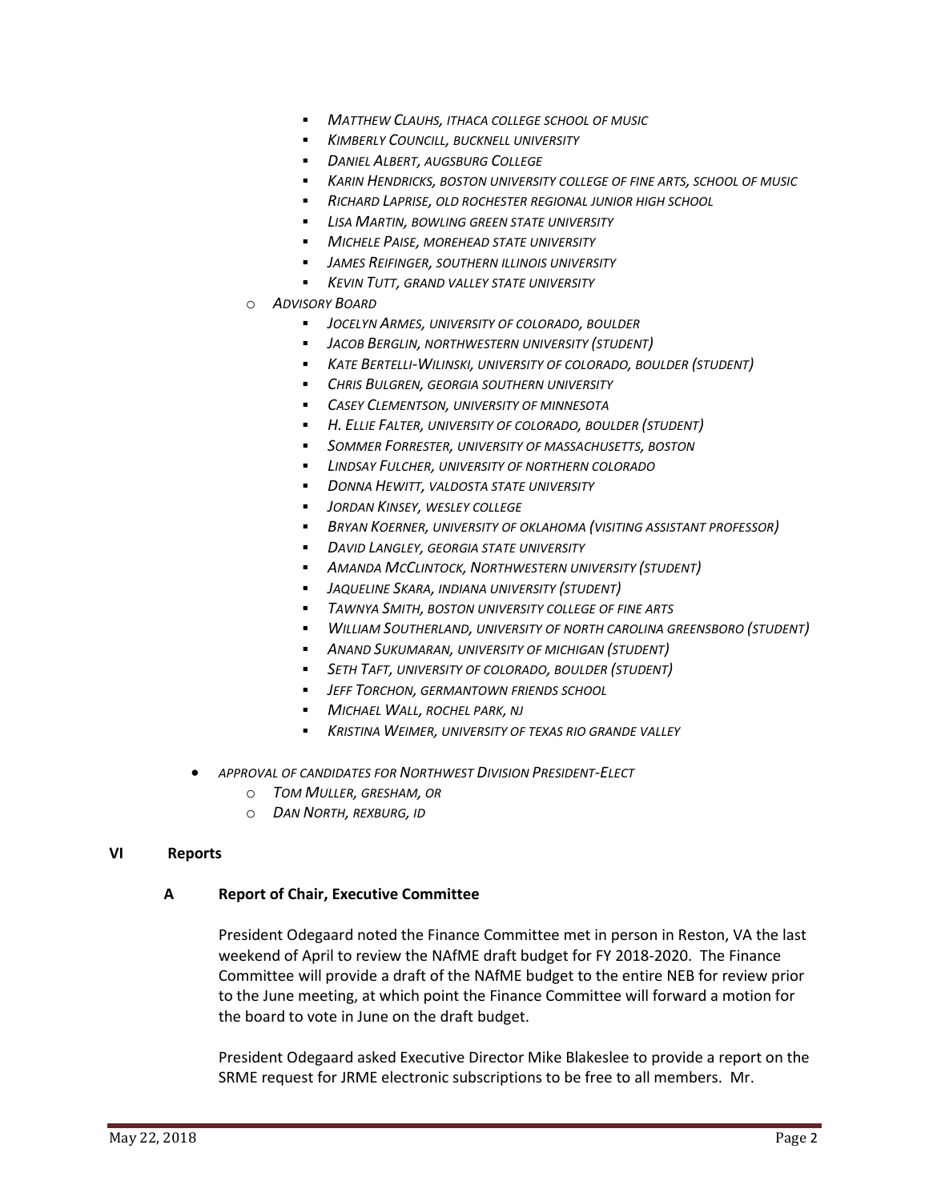- *Matthew Clauhs, Ithaca College School of Music*
        - *Kimberly Councill, Bucknell University*
        - *Daniel Albert, Augsburg College*
        - *Karin Hendricks, Boston University College of Fine Arts, School of Music*
        - *Richard Laprise, Old Rochester Regional Junior High School*
        - *Lisa Martin, Bowling Green State University*
        - *Michele Paise, Morehead State University*
        - *James Reifinger, Southern Illinois University*
        - *Kevin Tutt, Grand Valley State University*
    - *Advisory Board*
        - *Jocelyn Armes, University of Colorado, Boulder*
        - *Jacob Berglin, Northwestern University (Student)*
        - *Kate Bertelli-Wilinski, University of Colorado, Boulder (Student)*
        - *Chris Bulgren, Georgia Southern University*
        - *Casey Clementson, University of Minnesota*
        - *H. Ellie Falter, University of Colorado, Boulder (Student)*
        - *Sommer Forrester, University of Massachusetts, Boston*
        - *Lindsay Fulcher, University of Northern Colorado*
        - *Donna Hewitt, Valdosta State University*
        - *Jordan Kinsey, Wesley College*
        - *Bryan Koerner, University of Oklahoma (Visiting Assistant Professor)*
        - *David Langley, Georgia State University*
        - *Amanda McClintock, Northwestern University (Student)*
        - *Jaqueline Skara, Indiana University (Student)*
        - *Tawnya Smith, Boston University College of Fine Arts*
        - *William Southerland, University of North Carolina Greensboro (Student)*
        - *Anand Sukumaran, University of Michigan (Student)*
        - *Seth Taft, University of Colorado, Boulder (Student)*
        - *Jeff Torchon, Germantown Friends School*
        - *Michael Wall, Rochel Park, NJ*
        - *Kristina Weimer, University of Texas Rio Grande Valley*

- *Approval of Candidates for Northwest Division President-Elect*
    - *Tom Muller, Gresham, OR*
    - *Dan North, Rexburg, ID*

## VI Reports

### A Report of Chair, Executive Committee

President Odegaard noted the Finance Committee met in person in Reston, VA the last weekend of April to review the NAfME draft budget for FY 2018-2020. The Finance Committee will provide a draft of the NAfME budget to the entire NEB for review prior to the June meeting, at which point the Finance Committee will forward a motion for the board to vote in June on the draft budget.

President Odegaard asked Executive Director Mike Blakeslee to provide a report on the SRME request for JRME electronic subscriptions to be free to all members. Mr.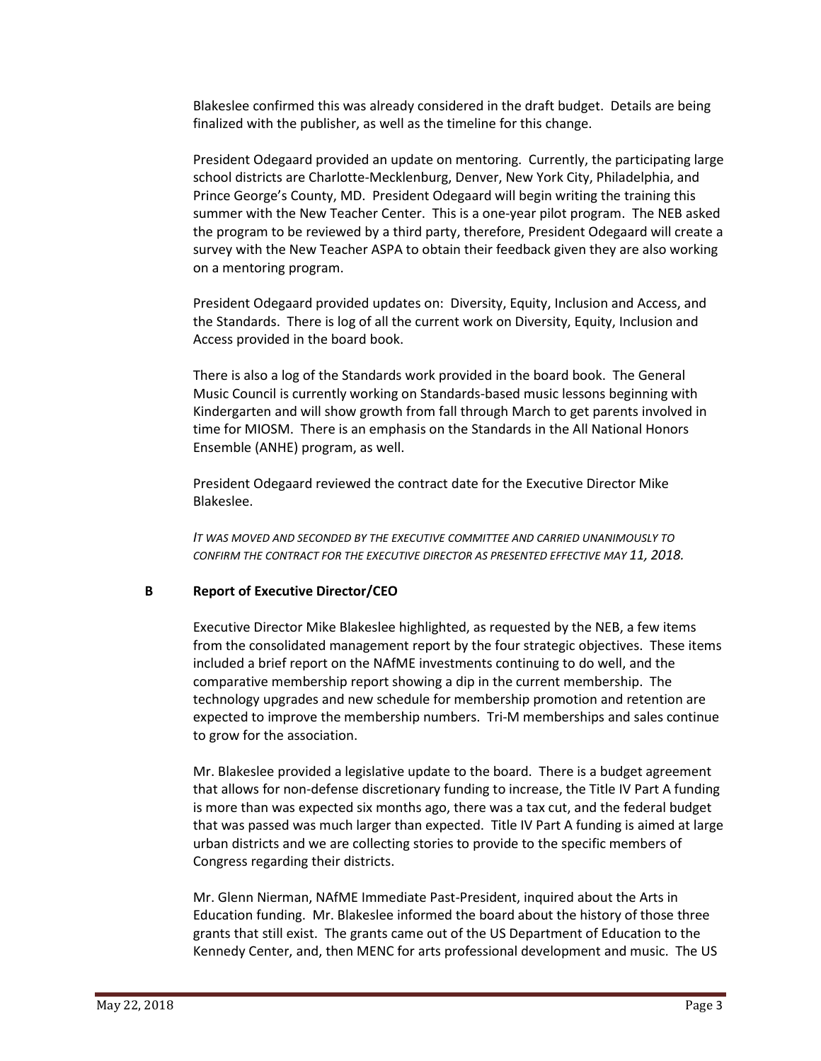Blakeslee confirmed this was already considered in the draft budget. Details are being finalized with the publisher, as well as the timeline for this change.

President Odegaard provided an update on mentoring. Currently, the participating large school districts are Charlotte-Mecklenburg, Denver, New York City, Philadelphia, and Prince George's County, MD. President Odegaard will begin writing the training this summer with the New Teacher Center. This is a one-year pilot program. The NEB asked the program to be reviewed by a third party, therefore, President Odegaard will create a survey with the New Teacher ASPA to obtain their feedback given they are also working on a mentoring program.

President Odegaard provided updates on: Diversity, Equity, Inclusion and Access, and the Standards. There is log of all the current work on Diversity, Equity, Inclusion and Access provided in the board book.

There is also a log of the Standards work provided in the board book. The General Music Council is currently working on Standards-based music lessons beginning with Kindergarten and will show growth from fall through March to get parents involved in time for MIOSM. There is an emphasis on the Standards in the All National Honors Ensemble (ANHE) program, as well.

President Odegaard reviewed the contract date for the Executive Director Mike Blakeslee.

*IT WAS MOVED AND SECONDED BY THE EXECUTIVE COMMITTEE AND CARRIED UNANIMOUSLY TO CONFIRM THE CONTRACT FOR THE EXECUTIVE DIRECTOR AS PRESENTED EFFECTIVE MAY 11, 2018.*

### B Report of Executive Director/CEO

Executive Director Mike Blakeslee highlighted, as requested by the NEB, a few items from the consolidated management report by the four strategic objectives. These items included a brief report on the NAfME investments continuing to do well, and the comparative membership report showing a dip in the current membership. The technology upgrades and new schedule for membership promotion and retention are expected to improve the membership numbers. Tri-M memberships and sales continue to grow for the association.

Mr. Blakeslee provided a legislative update to the board. There is a budget agreement that allows for non-defense discretionary funding to increase, the Title IV Part A funding is more than was expected six months ago, there was a tax cut, and the federal budget that was passed was much larger than expected. Title IV Part A funding is aimed at large urban districts and we are collecting stories to provide to the specific members of Congress regarding their districts.

Mr. Glenn Nierman, NAfME Immediate Past-President, inquired about the Arts in Education funding. Mr. Blakeslee informed the board about the history of those three grants that still exist. The grants came out of the US Department of Education to the Kennedy Center, and, then MENC for arts professional development and music. The US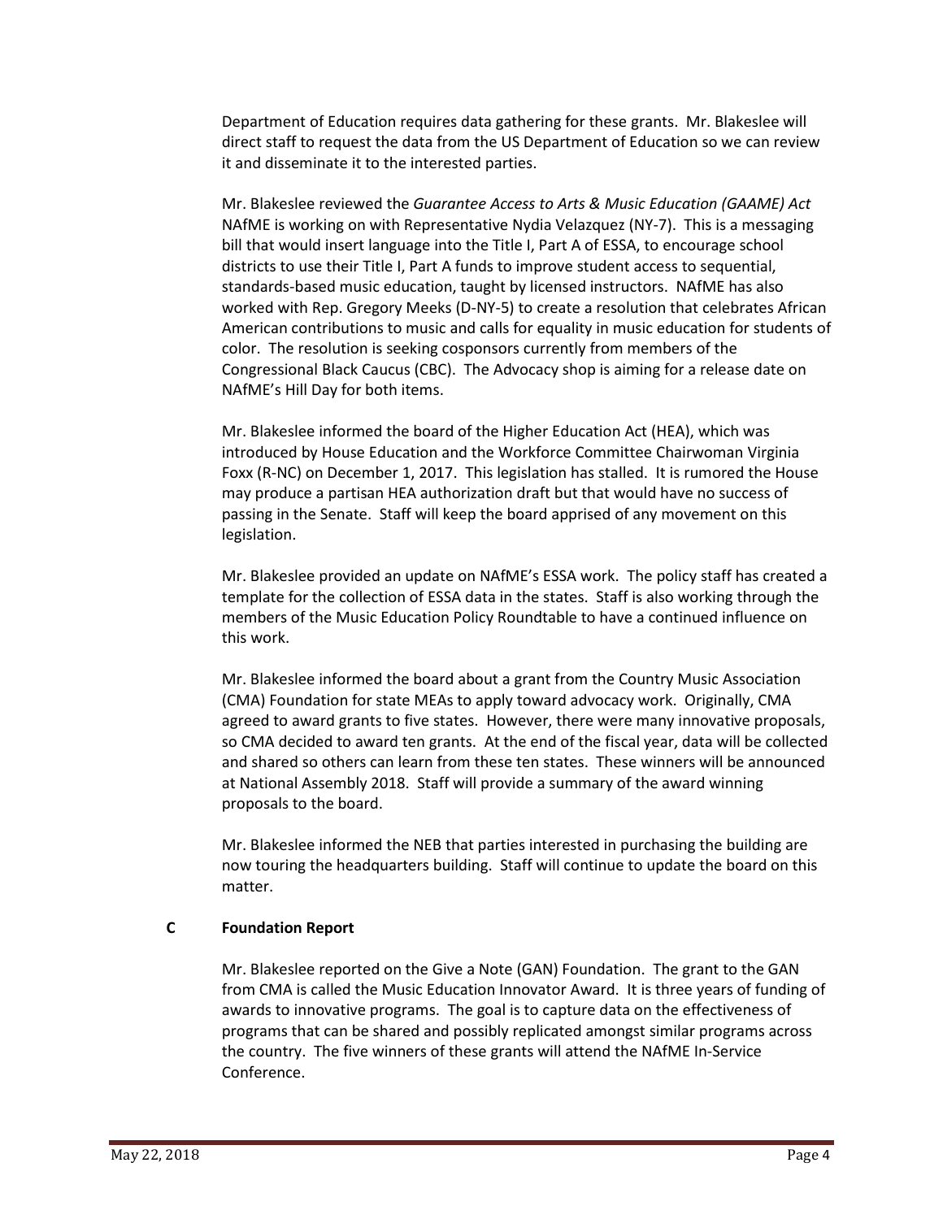Department of Education requires data gathering for these grants. Mr. Blakeslee will direct staff to request the data from the US Department of Education so we can review it and disseminate it to the interested parties.

Mr. Blakeslee reviewed the *Guarantee Access to Arts & Music Education (GAAME) Act* NAfME is working on with Representative Nydia Velazquez (NY-7). This is a messaging bill that would insert language into the Title I, Part A of ESSA, to encourage school districts to use their Title I, Part A funds to improve student access to sequential, standards-based music education, taught by licensed instructors. NAfME has also worked with Rep. Gregory Meeks (D-NY-5) to create a resolution that celebrates African American contributions to music and calls for equality in music education for students of color. The resolution is seeking cosponsors currently from members of the Congressional Black Caucus (CBC). The Advocacy shop is aiming for a release date on NAfME's Hill Day for both items.

Mr. Blakeslee informed the board of the Higher Education Act (HEA), which was introduced by House Education and the Workforce Committee Chairwoman Virginia Foxx (R-NC) on December 1, 2017. This legislation has stalled. It is rumored the House may produce a partisan HEA authorization draft but that would have no success of passing in the Senate. Staff will keep the board apprised of any movement on this legislation.

Mr. Blakeslee provided an update on NAfME's ESSA work. The policy staff has created a template for the collection of ESSA data in the states. Staff is also working through the members of the Music Education Policy Roundtable to have a continued influence on this work.

Mr. Blakeslee informed the board about a grant from the Country Music Association (CMA) Foundation for state MEAs to apply toward advocacy work. Originally, CMA agreed to award grants to five states. However, there were many innovative proposals, so CMA decided to award ten grants. At the end of the fiscal year, data will be collected and shared so others can learn from these ten states. These winners will be announced at National Assembly 2018. Staff will provide a summary of the award winning proposals to the board.

Mr. Blakeslee informed the NEB that parties interested in purchasing the building are now touring the headquarters building. Staff will continue to update the board on this matter.

## C Foundation Report

Mr. Blakeslee reported on the Give a Note (GAN) Foundation. The grant to the GAN from CMA is called the Music Education Innovator Award. It is three years of funding of awards to innovative programs. The goal is to capture data on the effectiveness of programs that can be shared and possibly replicated amongst similar programs across the country. The five winners of these grants will attend the NAfME In-Service Conference.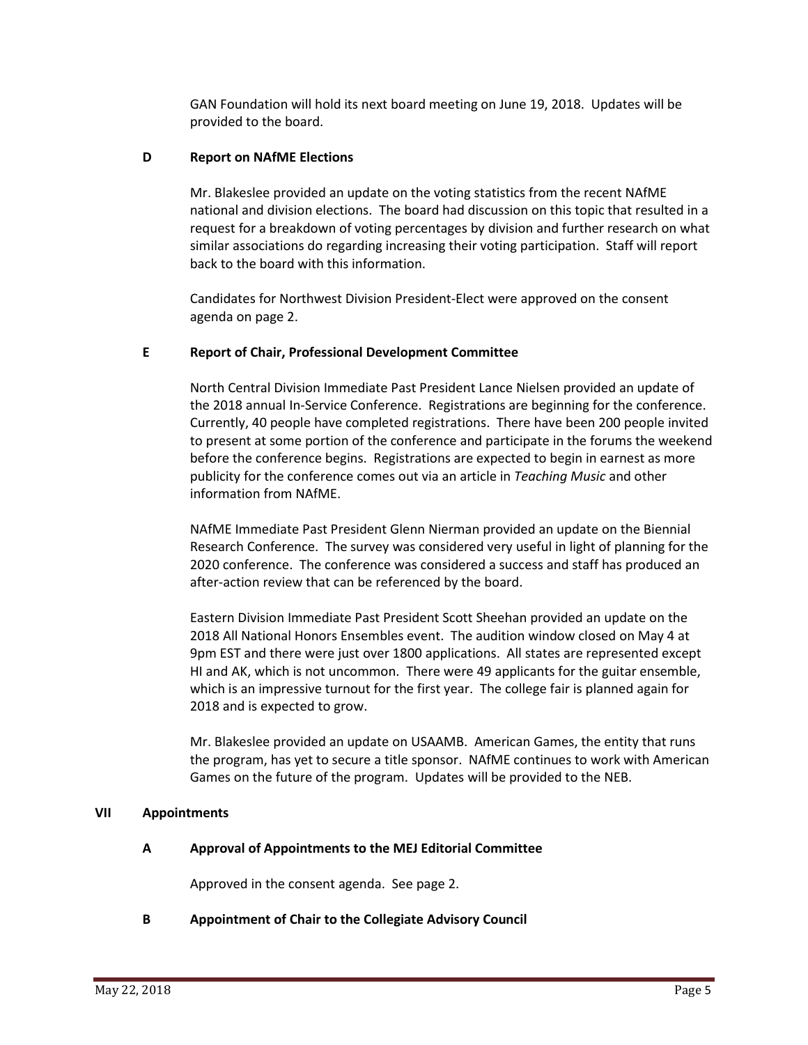GAN Foundation will hold its next board meeting on June 19, 2018. Updates will be provided to the board.

### D Report on NAfME Elections

Mr. Blakeslee provided an update on the voting statistics from the recent NAfME national and division elections. The board had discussion on this topic that resulted in a request for a breakdown of voting percentages by division and further research on what similar associations do regarding increasing their voting participation. Staff will report back to the board with this information.

Candidates for Northwest Division President-Elect were approved on the consent agenda on page 2.

### E Report of Chair, Professional Development Committee

North Central Division Immediate Past President Lance Nielsen provided an update of the 2018 annual In-Service Conference. Registrations are beginning for the conference. Currently, 40 people have completed registrations. There have been 200 people invited to present at some portion of the conference and participate in the forums the weekend before the conference begins. Registrations are expected to begin in earnest as more publicity for the conference comes out via an article in *Teaching Music* and other information from NAfME.

NAfME Immediate Past President Glenn Nierman provided an update on the Biennial Research Conference. The survey was considered very useful in light of planning for the 2020 conference. The conference was considered a success and staff has produced an after-action review that can be referenced by the board.

Eastern Division Immediate Past President Scott Sheehan provided an update on the 2018 All National Honors Ensembles event. The audition window closed on May 4 at 9pm EST and there were just over 1800 applications. All states are represented except HI and AK, which is not uncommon. There were 49 applicants for the guitar ensemble, which is an impressive turnout for the first year. The college fair is planned again for 2018 and is expected to grow.

Mr. Blakeslee provided an update on USAAMB. American Games, the entity that runs the program, has yet to secure a title sponsor. NAfME continues to work with American Games on the future of the program. Updates will be provided to the NEB.

## VII Appointments

### A Approval of Appointments to the MEJ Editorial Committee

Approved in the consent agenda. See page 2.

### B Appointment of Chair to the Collegiate Advisory Council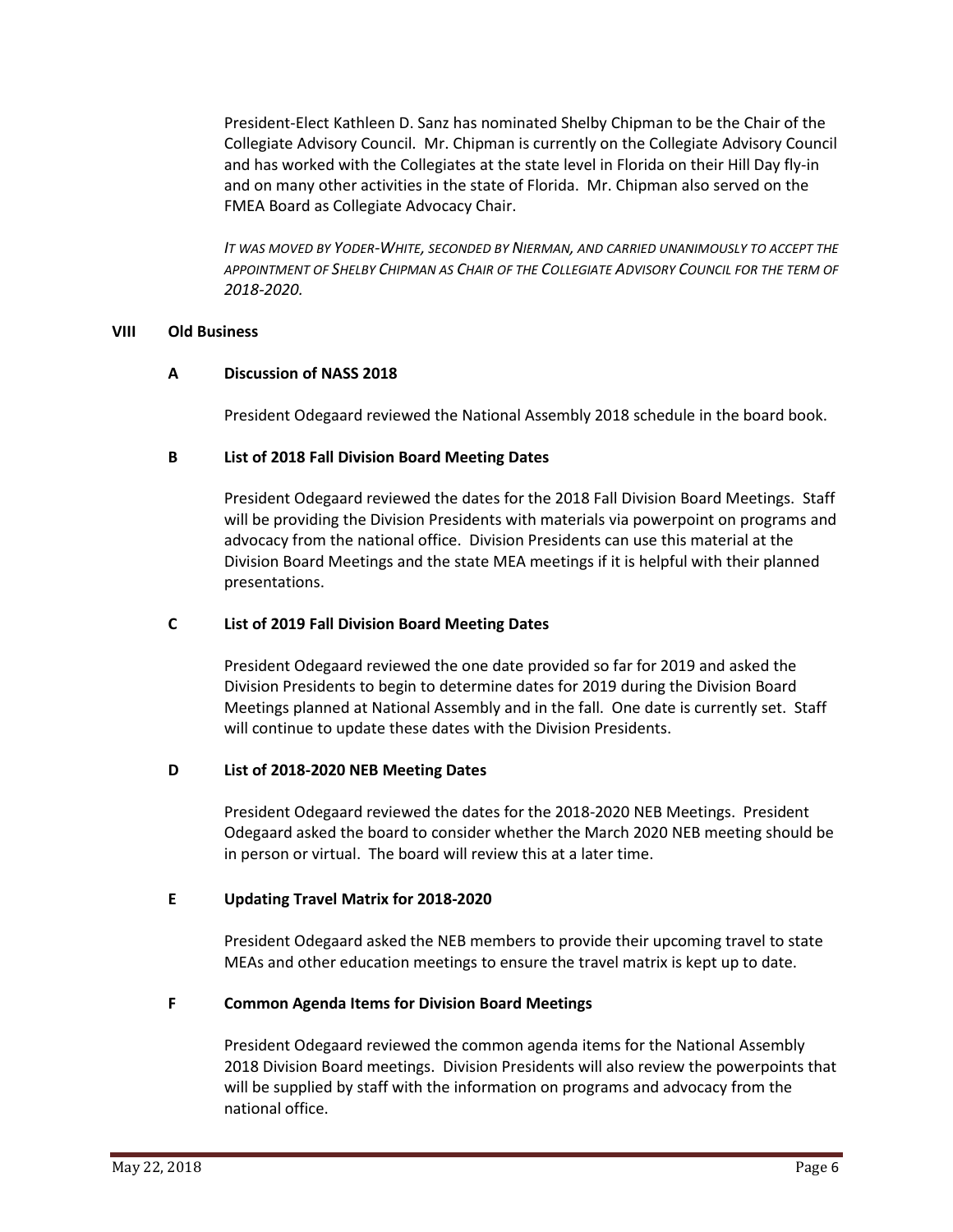President-Elect Kathleen D. Sanz has nominated Shelby Chipman to be the Chair of the Collegiate Advisory Council. Mr. Chipman is currently on the Collegiate Advisory Council and has worked with the Collegiates at the state level in Florida on their Hill Day fly-in and on many other activities in the state of Florida. Mr. Chipman also served on the FMEA Board as Collegiate Advocacy Chair.

*IT WAS MOVED BY YODER-WHITE, SECONDED BY NIERMAN, AND CARRIED UNANIMOUSLY TO ACCEPT THE APPOINTMENT OF SHELBY CHIPMAN AS CHAIR OF THE COLLEGIATE ADVISORY COUNCIL FOR THE TERM OF 2018-2020.*

## VIII Old Business

### A Discussion of NASS 2018

President Odegaard reviewed the National Assembly 2018 schedule in the board book.

### B List of 2018 Fall Division Board Meeting Dates

President Odegaard reviewed the dates for the 2018 Fall Division Board Meetings. Staff will be providing the Division Presidents with materials via powerpoint on programs and advocacy from the national office. Division Presidents can use this material at the Division Board Meetings and the state MEA meetings if it is helpful with their planned presentations.

### C List of 2019 Fall Division Board Meeting Dates

President Odegaard reviewed the one date provided so far for 2019 and asked the Division Presidents to begin to determine dates for 2019 during the Division Board Meetings planned at National Assembly and in the fall. One date is currently set. Staff will continue to update these dates with the Division Presidents.

### D List of 2018-2020 NEB Meeting Dates

President Odegaard reviewed the dates for the 2018-2020 NEB Meetings. President Odegaard asked the board to consider whether the March 2020 NEB meeting should be in person or virtual. The board will review this at a later time.

### E Updating Travel Matrix for 2018-2020

President Odegaard asked the NEB members to provide their upcoming travel to state MEAs and other education meetings to ensure the travel matrix is kept up to date.

### F Common Agenda Items for Division Board Meetings

President Odegaard reviewed the common agenda items for the National Assembly 2018 Division Board meetings. Division Presidents will also review the powerpoints that will be supplied by staff with the information on programs and advocacy from the national office.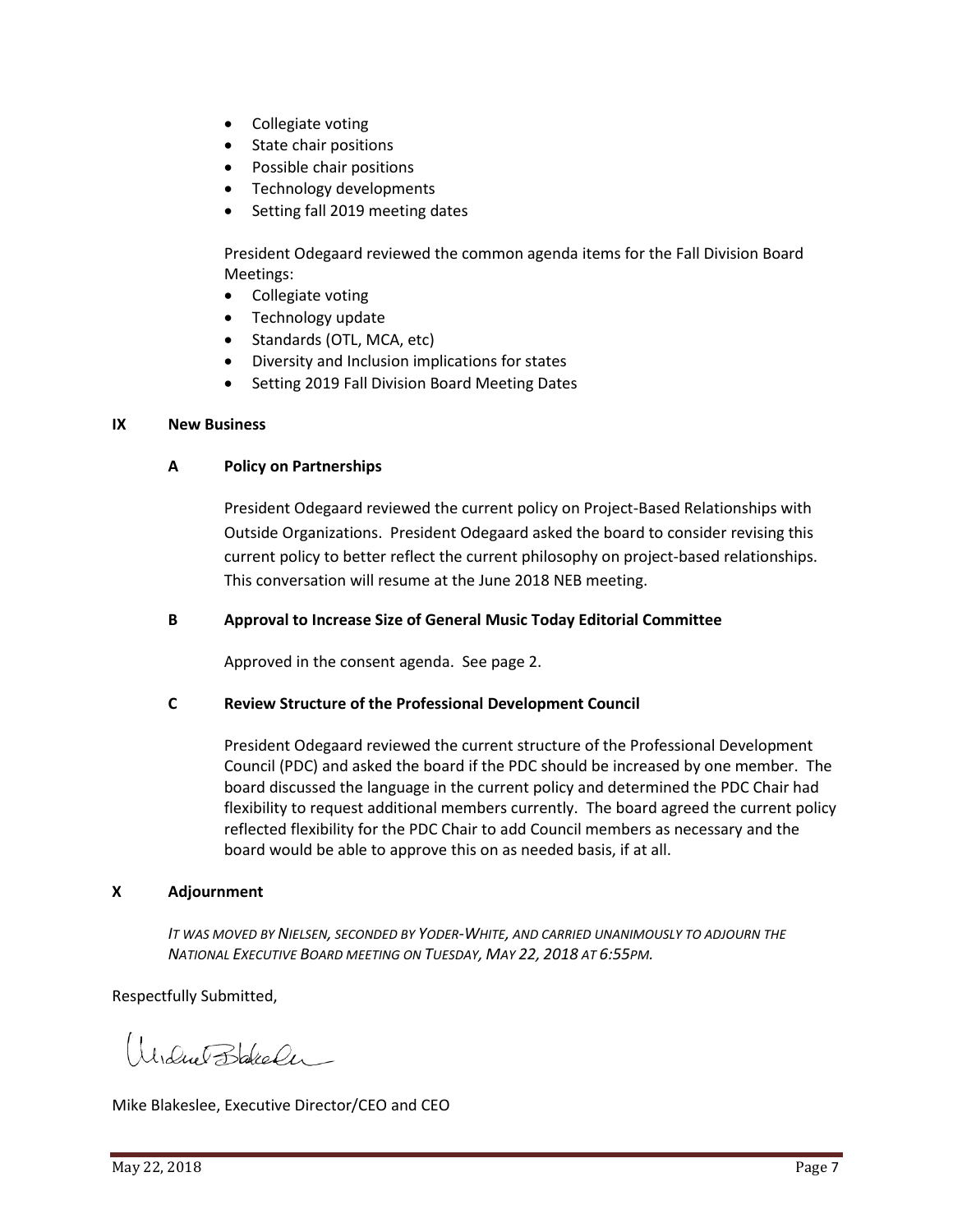- Collegiate voting
- State chair positions
- Possible chair positions
- Technology developments
- Setting fall 2019 meeting dates

President Odegaard reviewed the common agenda items for the Fall Division Board Meetings:

- Collegiate voting
- Technology update
- Standards (OTL, MCA, etc)
- Diversity and Inclusion implications for states
- Setting 2019 Fall Division Board Meeting Dates

## IX New Business

### A Policy on Partnerships

President Odegaard reviewed the current policy on Project-Based Relationships with Outside Organizations. President Odegaard asked the board to consider revising this current policy to better reflect the current philosophy on project-based relationships. This conversation will resume at the June 2018 NEB meeting.

### B Approval to Increase Size of General Music Today Editorial Committee

Approved in the consent agenda. See page 2.

### C Review Structure of the Professional Development Council

President Odegaard reviewed the current structure of the Professional Development Council (PDC) and asked the board if the PDC should be increased by one member. The board discussed the language in the current policy and determined the PDC Chair had flexibility to request additional members currently. The board agreed the current policy reflected flexibility for the PDC Chair to add Council members as necessary and the board would be able to approve this on as needed basis, if at all.

## X Adjournment

*IT WAS MOVED BY NIELSEN, SECONDED BY YODER-WHITE, AND CARRIED UNANIMOUSLY TO ADJOURN THE NATIONAL EXECUTIVE BOARD MEETING ON TUESDAY, MAY 22, 2018 AT 6:55PM.*

Respectfully Submitted,

Mike Blakeslee, Executive Director/CEO and CEO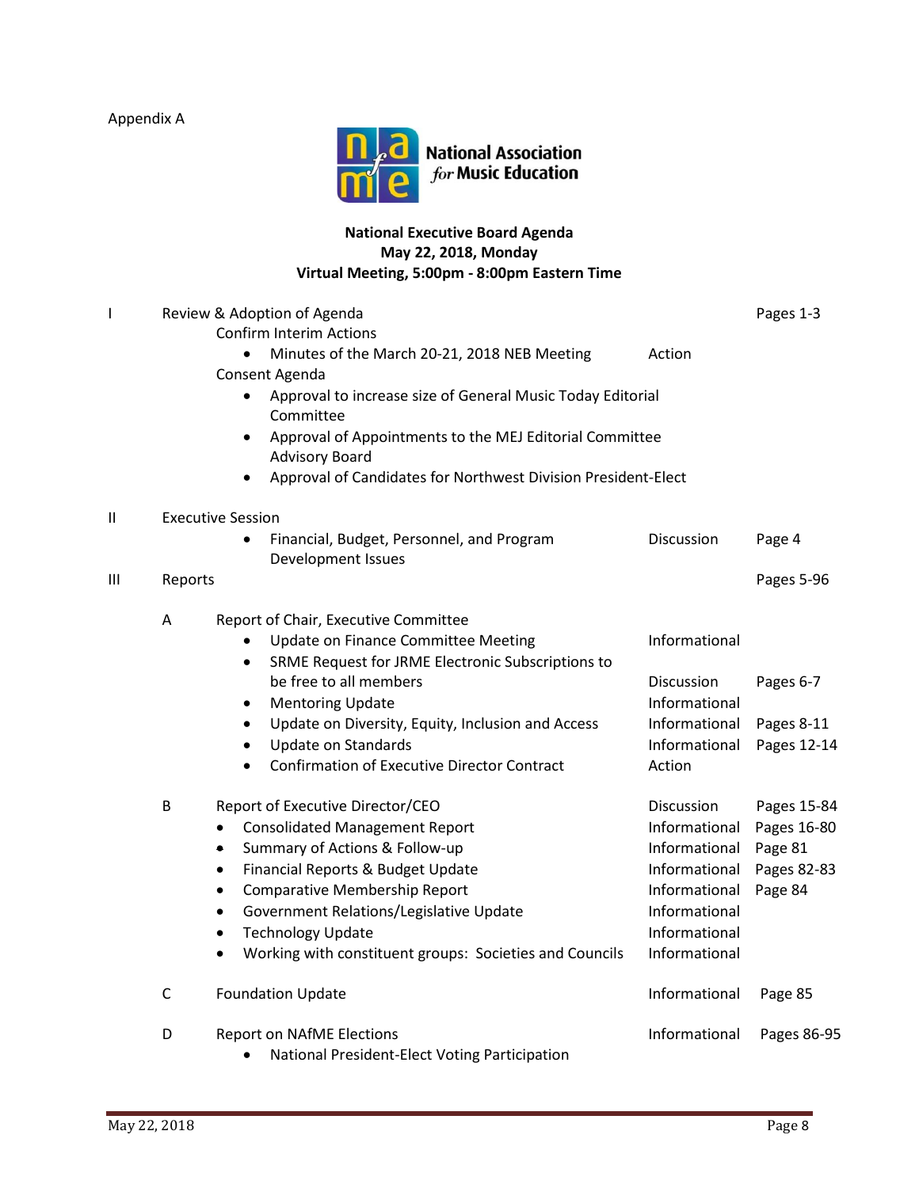Appendix A

National Association *for* Music Education

**National Executive Board Agenda**
**May 22, 2018, Monday**
**Virtual Meeting, 5:00pm - 8:00pm Eastern Time**

| | | | | |
|---|---|---|---|---|
| I | Review & Adoption of Agenda | | | Pages 1-3 |
| | | Confirm Interim Actions | | |
| | | • Minutes of the March 20-21, 2018 NEB Meeting | Action | |
| | | Consent Agenda | | |
| | | • Approval to increase size of General Music Today Editorial Committee | | |
| | | • Approval of Appointments to the MEJ Editorial Committee Advisory Board | | |
| | | • Approval of Candidates for Northwest Division President-Elect | | |
| II | Executive Session | | | |
| | | • Financial, Budget, Personnel, and Program Development Issues | Discussion | Page 4 |
| III | Reports | | | Pages 5-96 |
| | A | Report of Chair, Executive Committee | | |
| | | • Update on Finance Committee Meeting | Informational | |
| | | • SRME Request for JRME Electronic Subscriptions to be free to all members | Discussion | Pages 6-7 |
| | | • Mentoring Update | Informational | |
| | | • Update on Diversity, Equity, Inclusion and Access | Informational | Pages 8-11 |
| | | • Update on Standards | Informational | Pages 12-14 |
| | | • Confirmation of Executive Director Contract | Action | |
| | B | Report of Executive Director/CEO | Discussion | Pages 15-84 |
| | | • Consolidated Management Report | Informational | Pages 16-80 |
| | | • Summary of Actions & Follow-up | Informational | Page 81 |
| | | • Financial Reports & Budget Update | Informational | Pages 82-83 |
| | | • Comparative Membership Report | Informational | Page 84 |
| | | • Government Relations/Legislative Update | Informational | |
| | | • Technology Update | Informational | |
| | | • Working with constituent groups: Societies and Councils | Informational | |
| | C | Foundation Update | Informational | Page 85 |
| | D | Report on NAfME Elections | Informational | Pages 86-95 |
| | | • National President-Elect Voting Participation | | |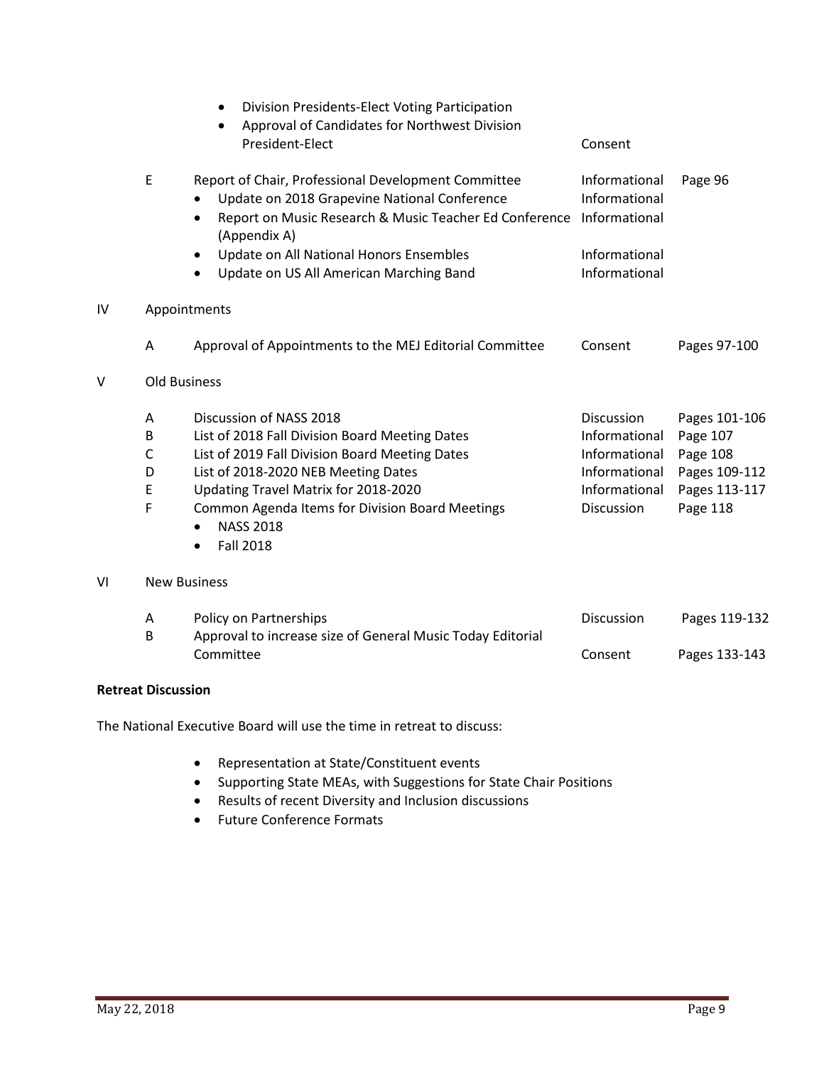|  |  |  |  |  |
|---|---|---|---|---|
|  |  | • Division Presidents-Elect Voting Participation<br>• Approval of Candidates for Northwest Division President-Elect | Consent |  |
|  | E | Report of Chair, Professional Development Committee | Informational | Page 96 |
|  |  | • Update on 2018 Grapevine National Conference | Informational |  |
|  |  | • Report on Music Research & Music Teacher Ed Conference (Appendix A) | Informational |  |
|  |  | • Update on All National Honors Ensembles | Informational |  |
|  |  | • Update on US All American Marching Band | Informational |  |
| IV | Appointments |  |  |  |
|  | A | Approval of Appointments to the MEJ Editorial Committee | Consent | Pages 97-100 |
| V | Old Business |  |  |  |
|  | A | Discussion of NASS 2018 | Discussion | Pages 101-106 |
|  | B | List of 2018 Fall Division Board Meeting Dates | Informational | Page 107 |
|  | C | List of 2019 Fall Division Board Meeting Dates | Informational | Page 108 |
|  | D | List of 2018-2020 NEB Meeting Dates | Informational | Pages 109-112 |
|  | E | Updating Travel Matrix for 2018-2020 | Informational | Pages 113-117 |
|  | F | Common Agenda Items for Division Board Meetings<br>• NASS 2018<br>• Fall 2018 | Discussion | Page 118 |
| VI | New Business |  |  |  |
|  | A | Policy on Partnerships | Discussion | Pages 119-132 |
|  | B | Approval to increase size of General Music Today Editorial Committee | Consent | Pages 133-143 |

**Retreat Discussion**

The National Executive Board will use the time in retreat to discuss:

- Representation at State/Constituent events
- Supporting State MEAs, with Suggestions for State Chair Positions
- Results of recent Diversity and Inclusion discussions
- Future Conference Formats